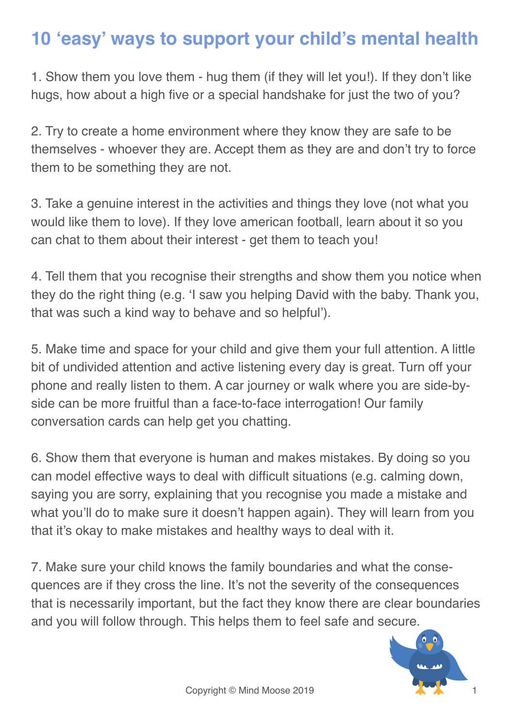# 10 'easy' ways to support your child's mental health

1. Show them you love them - hug them (if they will let you!). If they don't like hugs, how about a high five or a special handshake for just the two of you?

2. Try to create a home environment where they know they are safe to be themselves - whoever they are. Accept them as they are and don't try to force them to be something they are not.

3. Take a genuine interest in the activities and things they love (not what you would like them to love). If they love american football, learn about it so you can chat to them about their interest - get them to teach you!

4. Tell them that you recognise their strengths and show them you notice when they do the right thing (e.g. 'I saw you helping David with the baby. Thank you, that was such a kind way to behave and so helpful').

5. Make time and space for your child and give them your full attention. A little bit of undivided attention and active listening every day is great. Turn off your phone and really listen to them. A car journey or walk where you are side-by-side can be more fruitful than a face-to-face interrogation! Our family conversation cards can help get you chatting.

6. Show them that everyone is human and makes mistakes. By doing so you can model effective ways to deal with difficult situations (e.g. calming down, saying you are sorry, explaining that you recognise you made a mistake and what you'll do to make sure it doesn't happen again). They will learn from you that it's okay to make mistakes and healthy ways to deal with it.

7. Make sure your child knows the family boundaries and what the consequences are if they cross the line. It's not the severity of the consequences that is necessarily important, but the fact they know there are clear boundaries and you will follow through. This helps them to feel safe and secure.

Copyright © Mind Moose 2019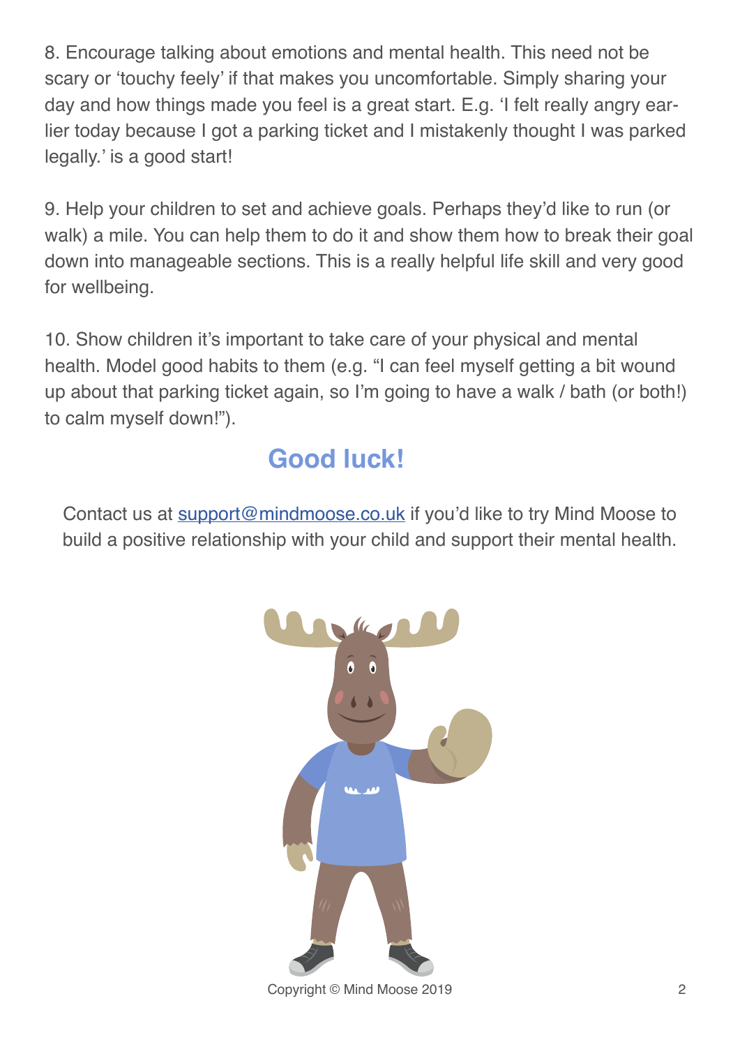8. Encourage talking about emotions and mental health. This need not be scary or 'touchy feely' if that makes you uncomfortable. Simply sharing your day and how things made you feel is a great start. E.g. 'I felt really angry earlier today because I got a parking ticket and I mistakenly thought I was parked legally.' is a good start!

9. Help your children to set and achieve goals. Perhaps they'd like to run (or walk) a mile. You can help them to do it and show them how to break their goal down into manageable sections. This is a really helpful life skill and very good for wellbeing.

10. Show children it's important to take care of your physical and mental health. Model good habits to them (e.g. "I can feel myself getting a bit wound up about that parking ticket again, so I'm going to have a walk / bath (or both!) to calm myself down!").

## Good luck!

Contact us at support@mindmoose.co.uk if you'd like to try Mind Moose to build a positive relationship with your child and support their mental health.

Copyright © Mind Moose 2019